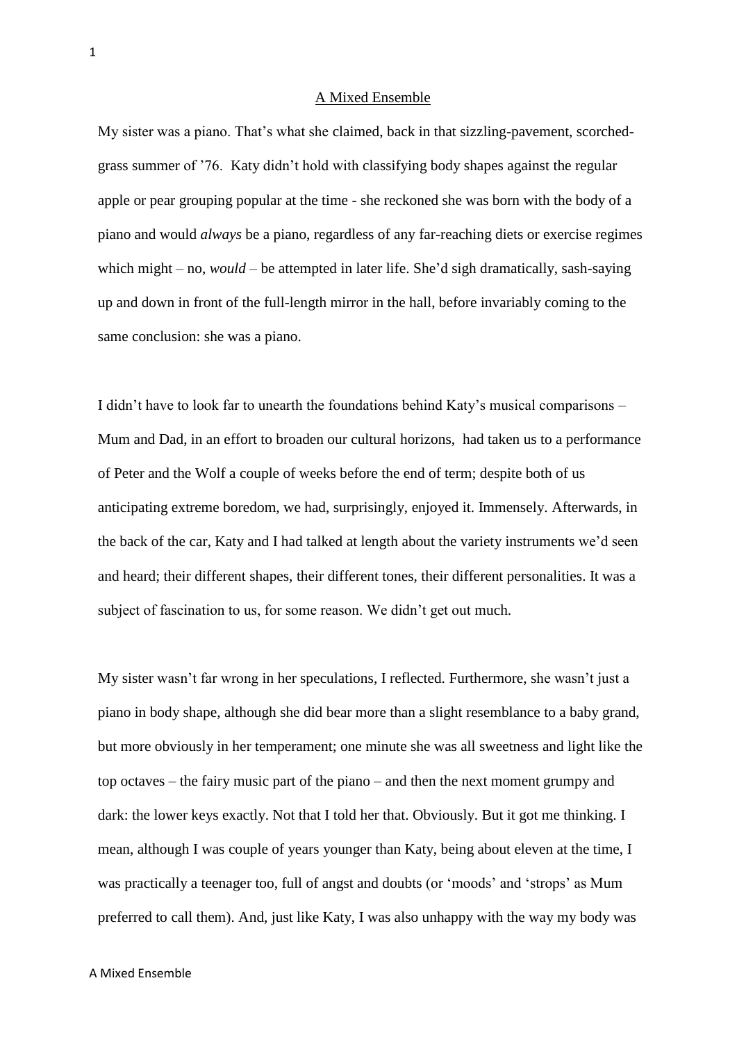# A Mixed Ensemble

My sister was a piano. That's what she claimed, back in that sizzling-pavement, scorched-grass summer of '76. Katy didn't hold with classifying body shapes against the regular apple or pear grouping popular at the time - she reckoned she was born with the body of a piano and would *always* be a piano, regardless of any far-reaching diets or exercise regimes which might – no, *would* – be attempted in later life. She'd sigh dramatically, sash-saying up and down in front of the full-length mirror in the hall, before invariably coming to the same conclusion: she was a piano.

I didn't have to look far to unearth the foundations behind Katy's musical comparisons – Mum and Dad, in an effort to broaden our cultural horizons, had taken us to a performance of Peter and the Wolf a couple of weeks before the end of term; despite both of us anticipating extreme boredom, we had, surprisingly, enjoyed it. Immensely. Afterwards, in the back of the car, Katy and I had talked at length about the variety instruments we'd seen and heard; their different shapes, their different tones, their different personalities. It was a subject of fascination to us, for some reason. We didn't get out much.

My sister wasn't far wrong in her speculations, I reflected. Furthermore, she wasn't just a piano in body shape, although she did bear more than a slight resemblance to a baby grand, but more obviously in her temperament; one minute she was all sweetness and light like the top octaves – the fairy music part of the piano – and then the next moment grumpy and dark: the lower keys exactly. Not that I told her that. Obviously. But it got me thinking. I mean, although I was couple of years younger than Katy, being about eleven at the time, I was practically a teenager too, full of angst and doubts (or 'moods' and 'strops' as Mum preferred to call them). And, just like Katy, I was also unhappy with the way my body was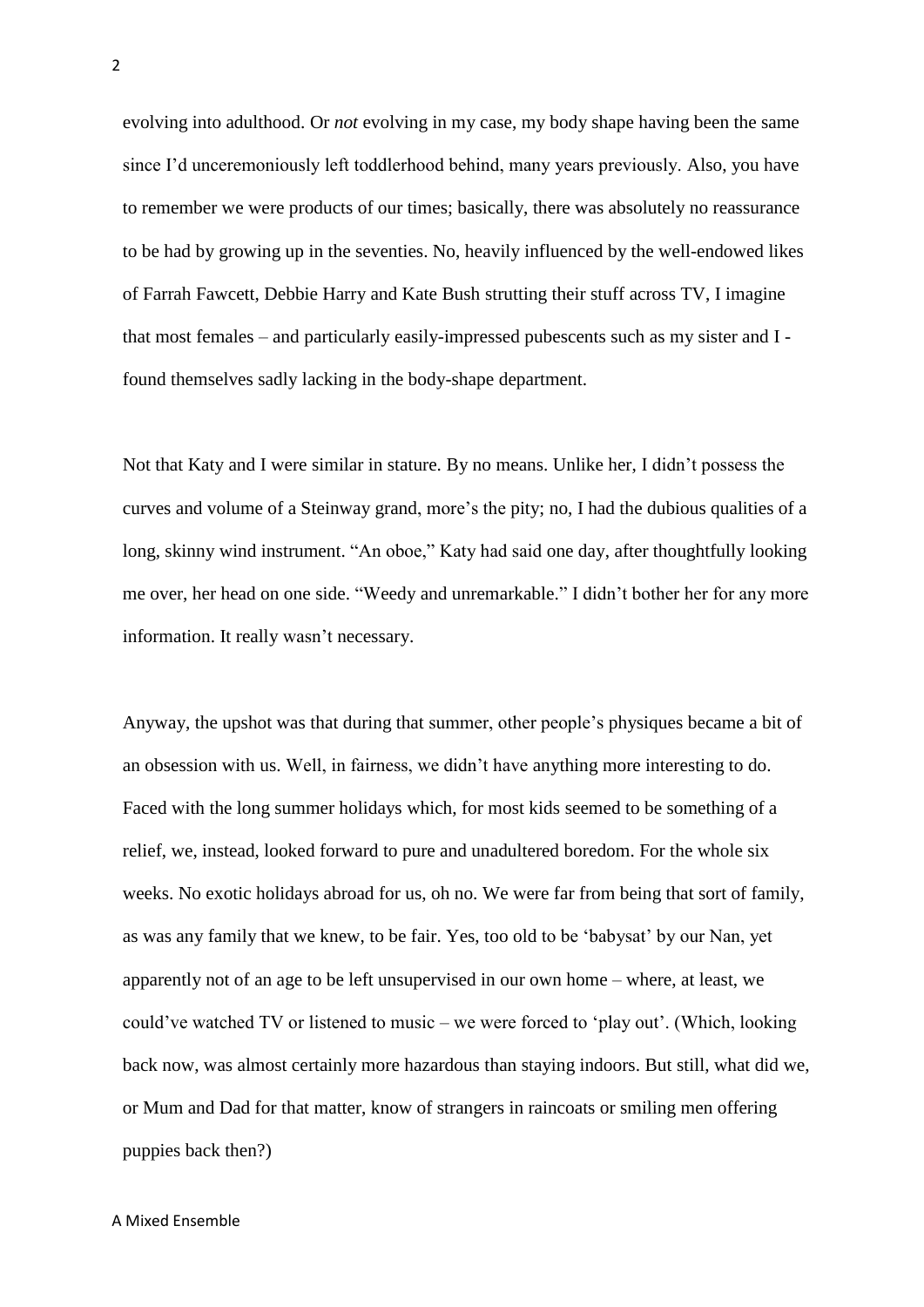evolving into adulthood. Or *not* evolving in my case, my body shape having been the same since I'd unceremoniously left toddlerhood behind, many years previously. Also, you have to remember we were products of our times; basically, there was absolutely no reassurance to be had by growing up in the seventies. No, heavily influenced by the well-endowed likes of Farrah Fawcett, Debbie Harry and Kate Bush strutting their stuff across TV, I imagine that most females – and particularly easily-impressed pubescents such as my sister and I - found themselves sadly lacking in the body-shape department.

Not that Katy and I were similar in stature. By no means. Unlike her, I didn't possess the curves and volume of a Steinway grand, more's the pity; no, I had the dubious qualities of a long, skinny wind instrument. "An oboe," Katy had said one day, after thoughtfully looking me over, her head on one side. "Weedy and unremarkable." I didn't bother her for any more information. It really wasn't necessary.

Anyway, the upshot was that during that summer, other people's physiques became a bit of an obsession with us. Well, in fairness, we didn't have anything more interesting to do. Faced with the long summer holidays which, for most kids seemed to be something of a relief, we, instead, looked forward to pure and unadultered boredom. For the whole six weeks. No exotic holidays abroad for us, oh no. We were far from being that sort of family, as was any family that we knew, to be fair. Yes, too old to be 'babysat' by our Nan, yet apparently not of an age to be left unsupervised in our own home – where, at least, we could've watched TV or listened to music – we were forced to 'play out'. (Which, looking back now, was almost certainly more hazardous than staying indoors. But still, what did we, or Mum and Dad for that matter, know of strangers in raincoats or smiling men offering puppies back then?)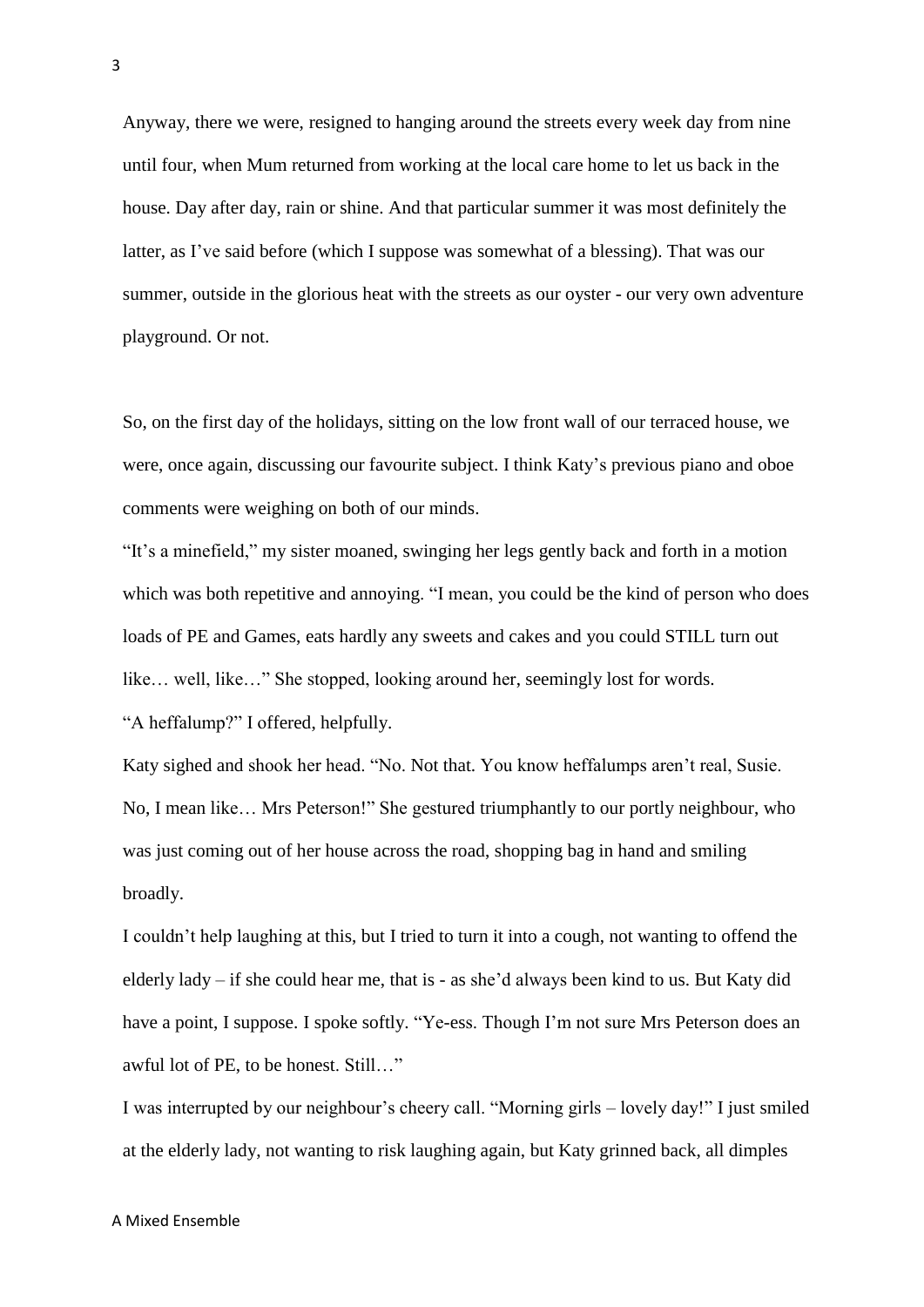Anyway, there we were, resigned to hanging around the streets every week day from nine until four, when Mum returned from working at the local care home to let us back in the house. Day after day, rain or shine. And that particular summer it was most definitely the latter, as I've said before (which I suppose was somewhat of a blessing). That was our summer, outside in the glorious heat with the streets as our oyster - our very own adventure playground. Or not.

So, on the first day of the holidays, sitting on the low front wall of our terraced house, we were, once again, discussing our favourite subject. I think Katy's previous piano and oboe comments were weighing on both of our minds.

"It's a minefield," my sister moaned, swinging her legs gently back and forth in a motion which was both repetitive and annoying. "I mean, you could be the kind of person who does loads of PE and Games, eats hardly any sweets and cakes and you could STILL turn out like… well, like…" She stopped, looking around her, seemingly lost for words.

"A heffalump?" I offered, helpfully.

Katy sighed and shook her head. "No. Not that. You know heffalumps aren't real, Susie. No, I mean like… Mrs Peterson!" She gestured triumphantly to our portly neighbour, who was just coming out of her house across the road, shopping bag in hand and smiling broadly.

I couldn't help laughing at this, but I tried to turn it into a cough, not wanting to offend the elderly lady – if she could hear me, that is - as she'd always been kind to us. But Katy did have a point, I suppose. I spoke softly. "Ye-ess. Though I'm not sure Mrs Peterson does an awful lot of PE, to be honest. Still…"

I was interrupted by our neighbour's cheery call. "Morning girls – lovely day!" I just smiled at the elderly lady, not wanting to risk laughing again, but Katy grinned back, all dimples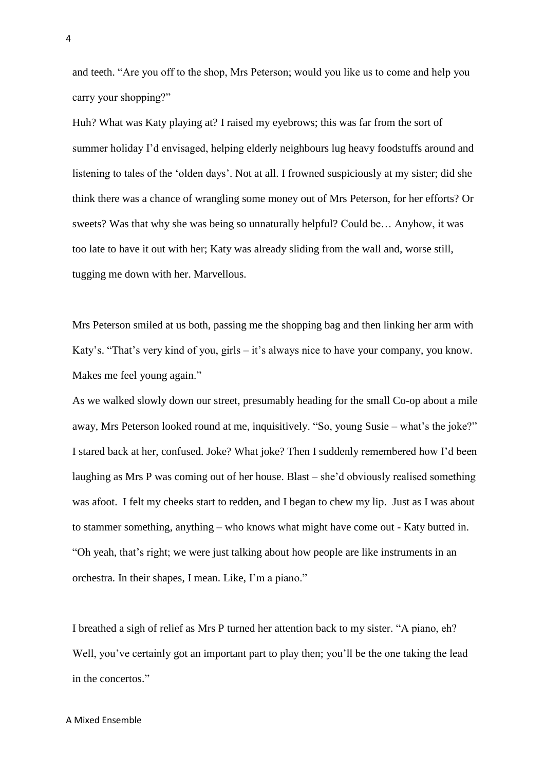and teeth. “Are you off to the shop, Mrs Peterson; would you like us to come and help you carry your shopping?”

Huh? What was Katy playing at? I raised my eyebrows; this was far from the sort of summer holiday I’d envisaged, helping elderly neighbours lug heavy foodstuffs around and listening to tales of the ‘olden days’. Not at all. I frowned suspiciously at my sister; did she think there was a chance of wrangling some money out of Mrs Peterson, for her efforts? Or sweets? Was that why she was being so unnaturally helpful? Could be… Anyhow, it was too late to have it out with her; Katy was already sliding from the wall and, worse still, tugging me down with her. Marvellous.

Mrs Peterson smiled at us both, passing me the shopping bag and then linking her arm with Katy’s. “That’s very kind of you, girls – it’s always nice to have your company, you know. Makes me feel young again.”

As we walked slowly down our street, presumably heading for the small Co-op about a mile away, Mrs Peterson looked round at me, inquisitively. “So, young Susie – what’s the joke?” I stared back at her, confused. Joke? What joke? Then I suddenly remembered how I’d been laughing as Mrs P was coming out of her house. Blast – she’d obviously realised something was afoot. I felt my cheeks start to redden, and I began to chew my lip. Just as I was about to stammer something, anything – who knows what might have come out - Katy butted in. “Oh yeah, that’s right; we were just talking about how people are like instruments in an orchestra. In their shapes, I mean. Like, I’m a piano.”

I breathed a sigh of relief as Mrs P turned her attention back to my sister. “A piano, eh? Well, you’ve certainly got an important part to play then; you’ll be the one taking the lead in the concertos.”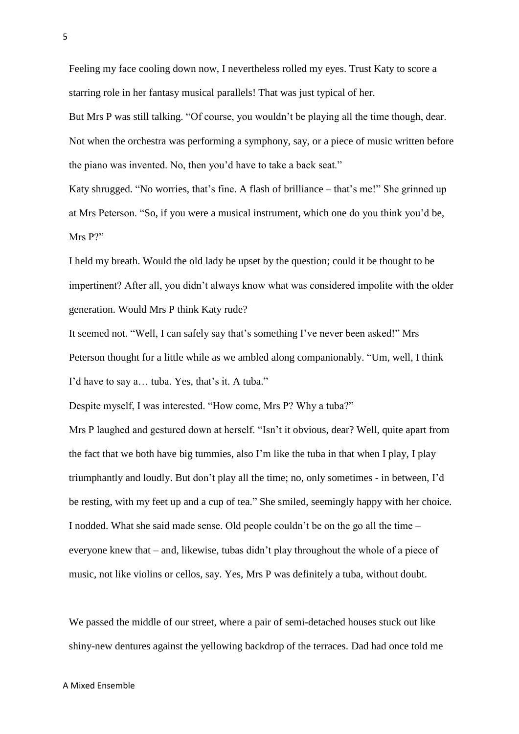Feeling my face cooling down now, I nevertheless rolled my eyes. Trust Katy to score a starring role in her fantasy musical parallels! That was just typical of her.

But Mrs P was still talking. "Of course, you wouldn't be playing all the time though, dear. Not when the orchestra was performing a symphony, say, or a piece of music written before the piano was invented. No, then you'd have to take a back seat."

Katy shrugged. "No worries, that's fine. A flash of brilliance – that's me!" She grinned up at Mrs Peterson. "So, if you were a musical instrument, which one do you think you'd be, Mrs P?"

I held my breath. Would the old lady be upset by the question; could it be thought to be impertinent? After all, you didn't always know what was considered impolite with the older generation. Would Mrs P think Katy rude?

It seemed not. "Well, I can safely say that's something I've never been asked!" Mrs Peterson thought for a little while as we ambled along companionably. "Um, well, I think I'd have to say a… tuba. Yes, that's it. A tuba."

Despite myself, I was interested. "How come, Mrs P? Why a tuba?"

Mrs P laughed and gestured down at herself. "Isn't it obvious, dear? Well, quite apart from the fact that we both have big tummies, also I'm like the tuba in that when I play, I play triumphantly and loudly. But don't play all the time; no, only sometimes - in between, I'd be resting, with my feet up and a cup of tea." She smiled, seemingly happy with her choice.

I nodded. What she said made sense. Old people couldn't be on the go all the time – everyone knew that – and, likewise, tubas didn't play throughout the whole of a piece of music, not like violins or cellos, say. Yes, Mrs P was definitely a tuba, without doubt.

We passed the middle of our street, where a pair of semi-detached houses stuck out like shiny-new dentures against the yellowing backdrop of the terraces. Dad had once told me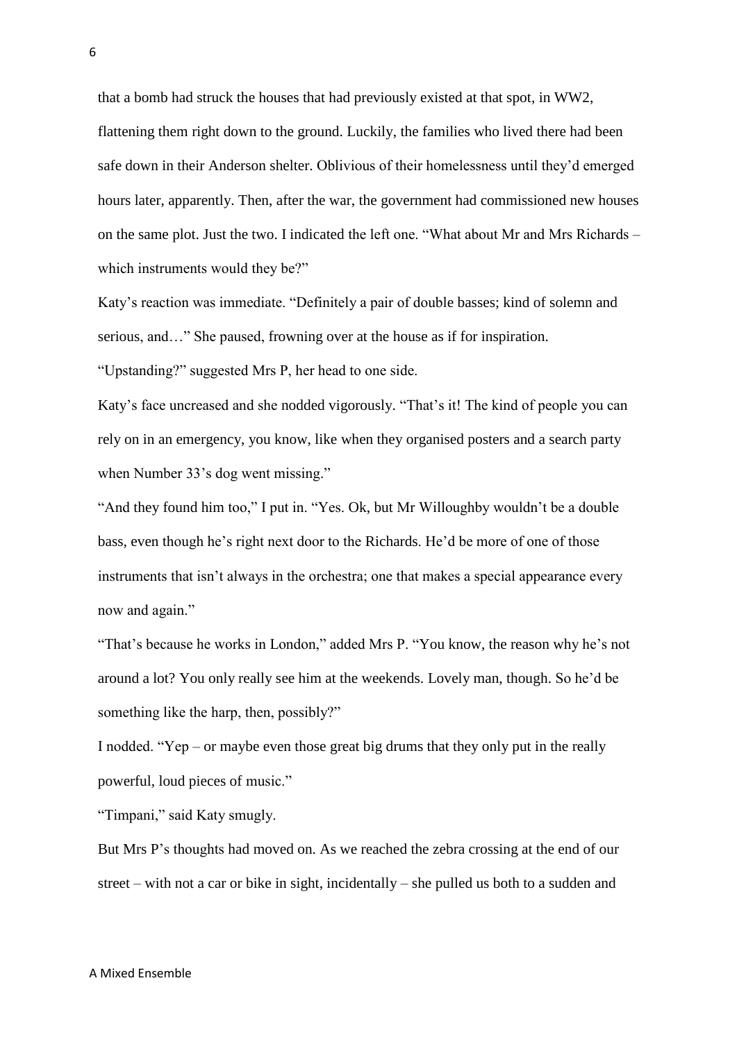that a bomb had struck the houses that had previously existed at that spot, in WW2, flattening them right down to the ground. Luckily, the families who lived there had been safe down in their Anderson shelter. Oblivious of their homelessness until they'd emerged hours later, apparently. Then, after the war, the government had commissioned new houses on the same plot. Just the two. I indicated the left one. "What about Mr and Mrs Richards – which instruments would they be?"

Katy's reaction was immediate. "Definitely a pair of double basses; kind of solemn and serious, and…" She paused, frowning over at the house as if for inspiration.

"Upstanding?" suggested Mrs P, her head to one side.

Katy's face uncreased and she nodded vigorously. "That's it! The kind of people you can rely on in an emergency, you know, like when they organised posters and a search party when Number 33's dog went missing."

"And they found him too," I put in. "Yes. Ok, but Mr Willoughby wouldn't be a double bass, even though he's right next door to the Richards. He'd be more of one of those instruments that isn't always in the orchestra; one that makes a special appearance every now and again."

"That's because he works in London," added Mrs P. "You know, the reason why he's not around a lot? You only really see him at the weekends. Lovely man, though. So he'd be something like the harp, then, possibly?"

I nodded. "Yep – or maybe even those great big drums that they only put in the really powerful, loud pieces of music."

"Timpani," said Katy smugly.

But Mrs P's thoughts had moved on. As we reached the zebra crossing at the end of our street – with not a car or bike in sight, incidentally – she pulled us both to a sudden and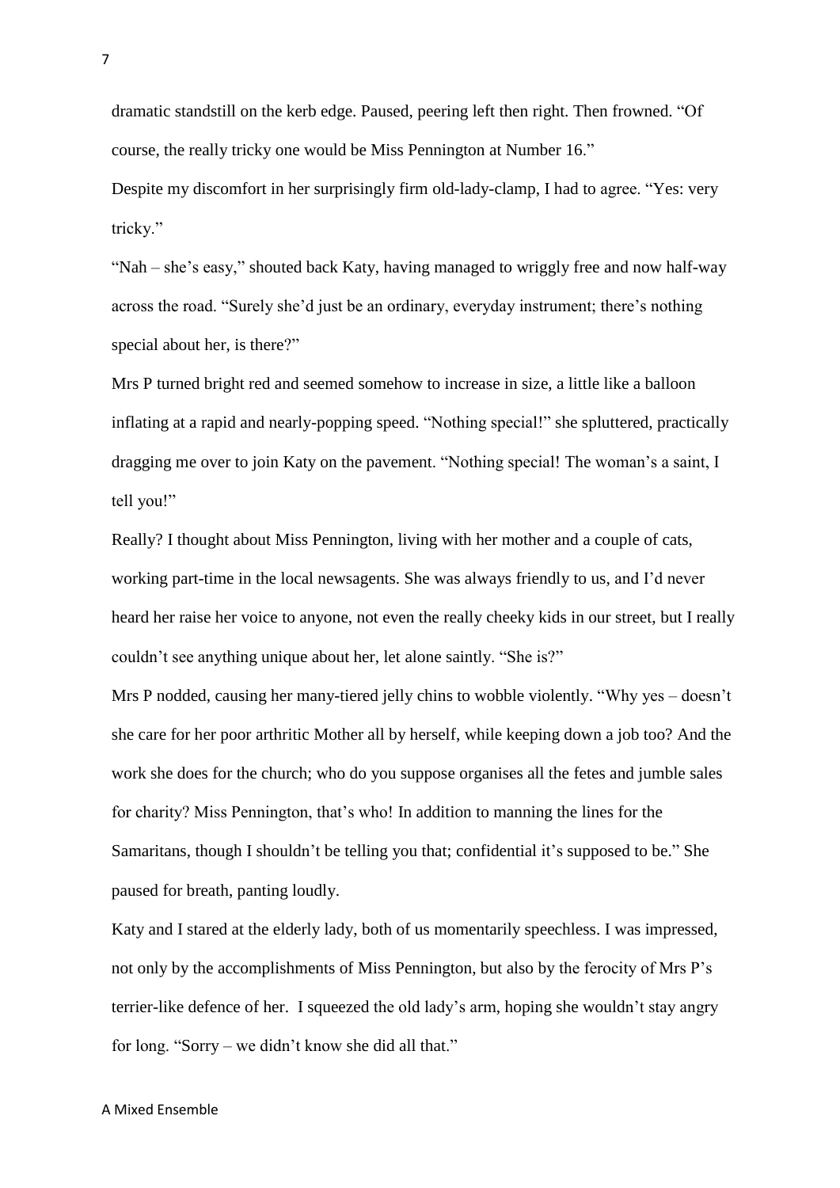dramatic standstill on the kerb edge. Paused, peering left then right. Then frowned. “Of course, the really tricky one would be Miss Pennington at Number 16.”

Despite my discomfort in her surprisingly firm old-lady-clamp, I had to agree. “Yes: very tricky.”

“Nah – she’s easy,” shouted back Katy, having managed to wriggly free and now half-way across the road. “Surely she’d just be an ordinary, everyday instrument; there’s nothing special about her, is there?”

Mrs P turned bright red and seemed somehow to increase in size, a little like a balloon inflating at a rapid and nearly-popping speed. “Nothing special!” she spluttered, practically dragging me over to join Katy on the pavement. “Nothing special! The woman’s a saint, I tell you!”

Really? I thought about Miss Pennington, living with her mother and a couple of cats, working part-time in the local newsagents. She was always friendly to us, and I’d never heard her raise her voice to anyone, not even the really cheeky kids in our street, but I really couldn’t see anything unique about her, let alone saintly. “She is?”

Mrs P nodded, causing her many-tiered jelly chins to wobble violently. “Why yes – doesn’t she care for her poor arthritic Mother all by herself, while keeping down a job too? And the work she does for the church; who do you suppose organises all the fetes and jumble sales for charity? Miss Pennington, that’s who! In addition to manning the lines for the Samaritans, though I shouldn’t be telling you that; confidential it’s supposed to be.” She paused for breath, panting loudly.

Katy and I stared at the elderly lady, both of us momentarily speechless. I was impressed, not only by the accomplishments of Miss Pennington, but also by the ferocity of Mrs P’s terrier-like defence of her. I squeezed the old lady’s arm, hoping she wouldn’t stay angry for long. “Sorry – we didn’t know she did all that.”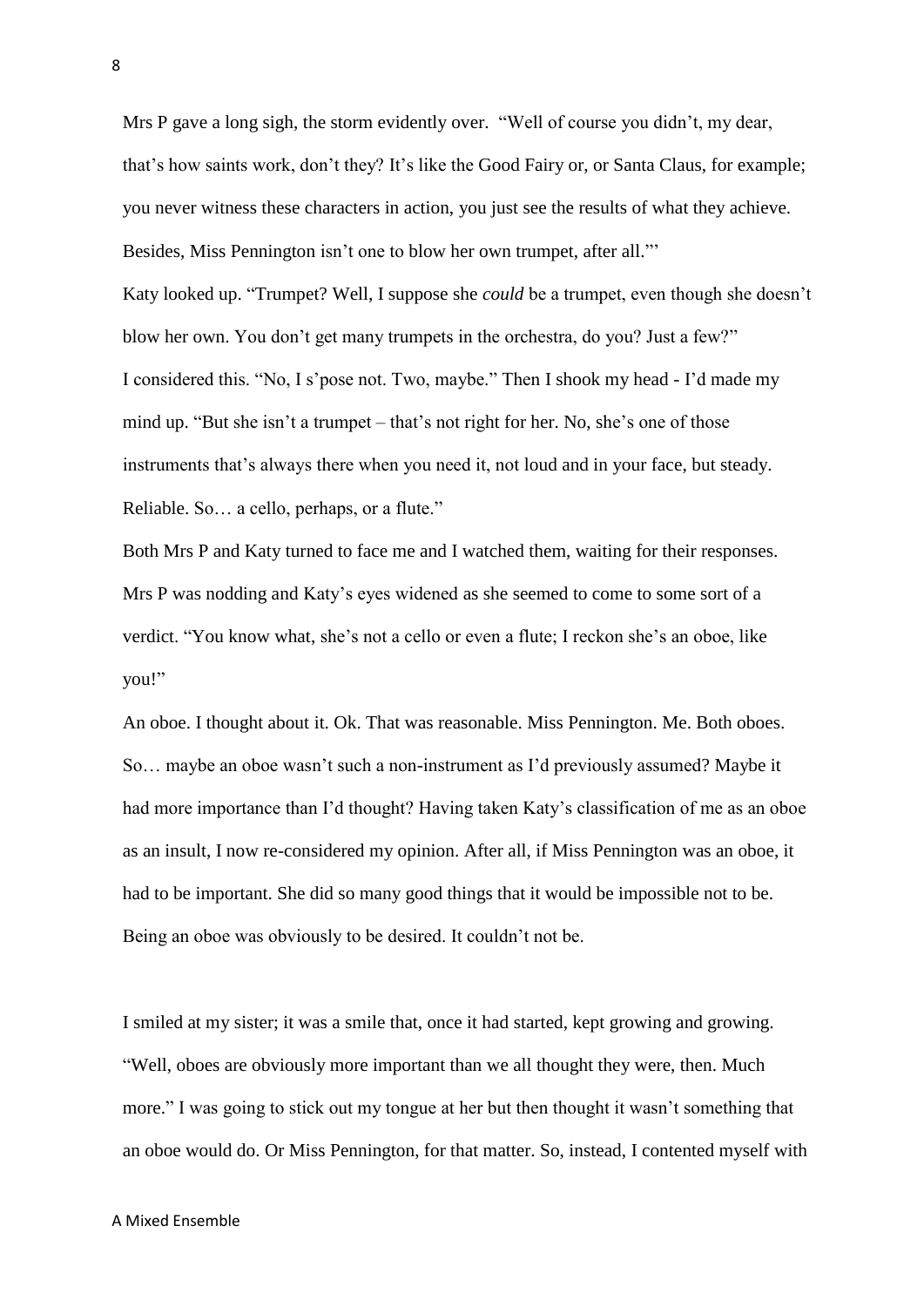Mrs P gave a long sigh, the storm evidently over. "Well of course you didn't, my dear, that's how saints work, don't they? It's like the Good Fairy or, or Santa Claus, for example; you never witness these characters in action, you just see the results of what they achieve. Besides, Miss Pennington isn't one to blow her own trumpet, after all."'

Katy looked up. "Trumpet? Well, I suppose she *could* be a trumpet, even though she doesn't blow her own. You don't get many trumpets in the orchestra, do you? Just a few?"

I considered this. "No, I s'pose not. Two, maybe." Then I shook my head - I'd made my mind up. "But she isn't a trumpet – that's not right for her. No, she's one of those instruments that's always there when you need it, not loud and in your face, but steady. Reliable. So… a cello, perhaps, or a flute."

Both Mrs P and Katy turned to face me and I watched them, waiting for their responses. Mrs P was nodding and Katy's eyes widened as she seemed to come to some sort of a verdict. "You know what, she's not a cello or even a flute; I reckon she's an oboe, like you!"

An oboe. I thought about it. Ok. That was reasonable. Miss Pennington. Me. Both oboes. So… maybe an oboe wasn't such a non-instrument as I'd previously assumed? Maybe it had more importance than I'd thought? Having taken Katy's classification of me as an oboe as an insult, I now re-considered my opinion. After all, if Miss Pennington was an oboe, it had to be important. She did so many good things that it would be impossible not to be. Being an oboe was obviously to be desired. It couldn't not be.

I smiled at my sister; it was a smile that, once it had started, kept growing and growing. "Well, oboes are obviously more important than we all thought they were, then. Much more." I was going to stick out my tongue at her but then thought it wasn't something that an oboe would do. Or Miss Pennington, for that matter. So, instead, I contented myself with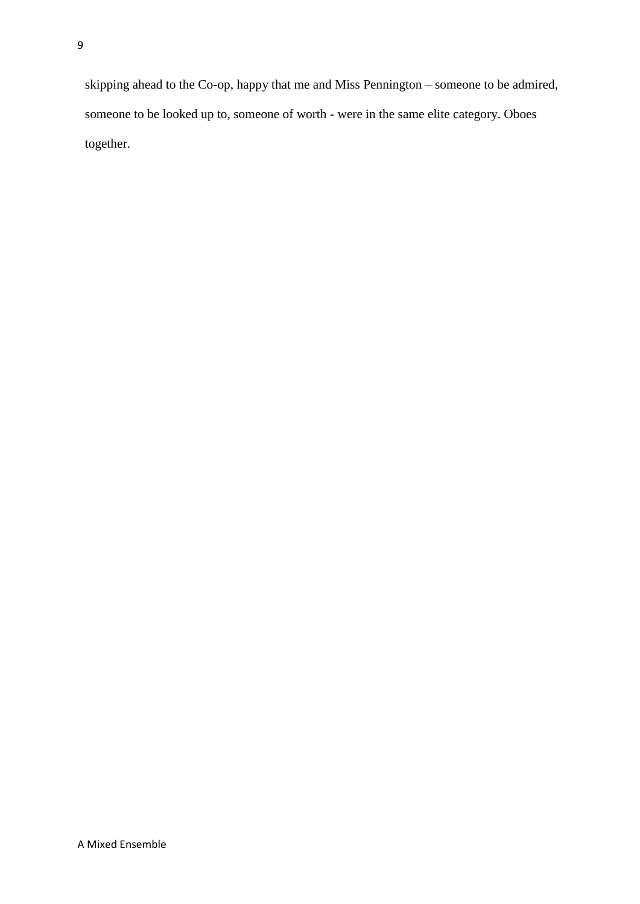skipping ahead to the Co-op, happy that me and Miss Pennington – someone to be admired, someone to be looked up to, someone of worth - were in the same elite category. Oboes together.